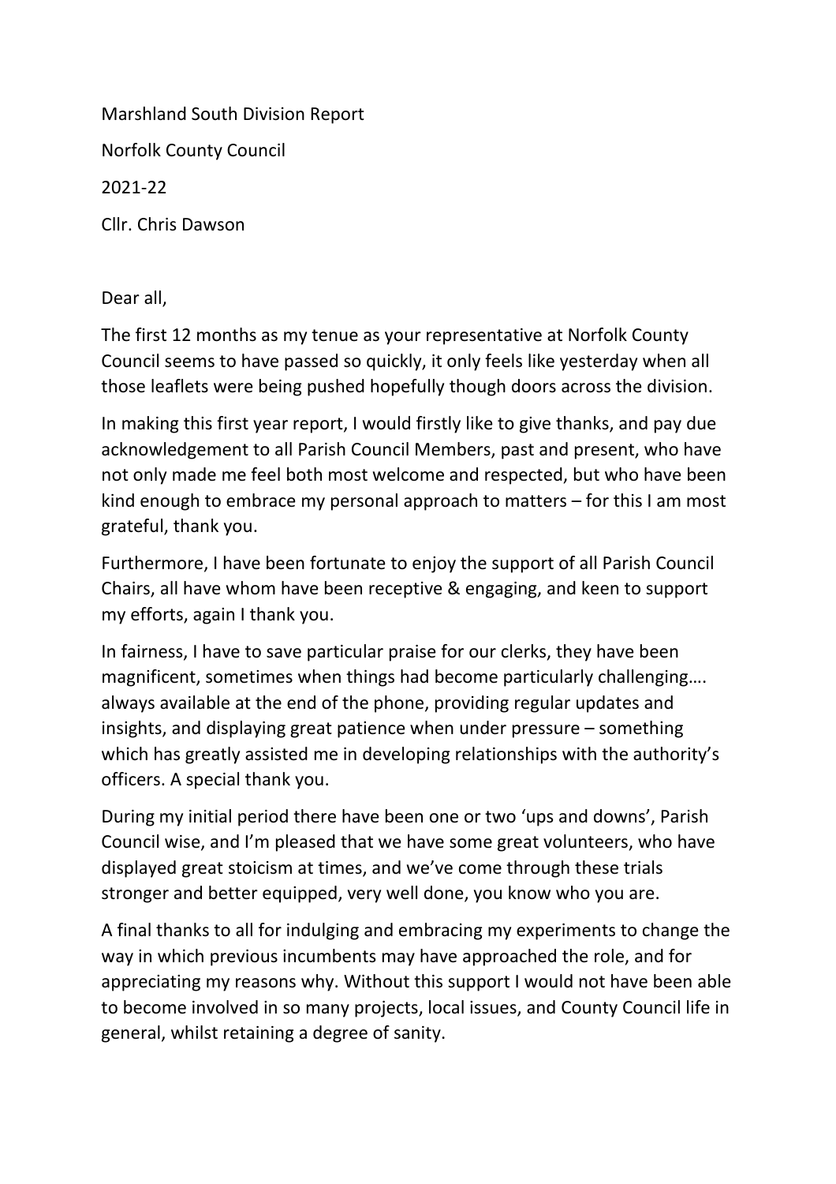Marshland South Division Report

Norfolk County Council

2021-22

Cllr. Chris Dawson

Dear all,

The first 12 months as my tenue as your representative at Norfolk County Council seems to have passed so quickly, it only feels like yesterday when all those leaflets were being pushed hopefully though doors across the division.

In making this first year report, I would firstly like to give thanks, and pay due acknowledgement to all Parish Council Members, past and present, who have not only made me feel both most welcome and respected, but who have been kind enough to embrace my personal approach to matters – for this I am most grateful, thank you.

Furthermore, I have been fortunate to enjoy the support of all Parish Council Chairs, all have whom have been receptive & engaging, and keen to support my efforts, again I thank you.

In fairness, I have to save particular praise for our clerks, they have been magnificent, sometimes when things had become particularly challenging…. always available at the end of the phone, providing regular updates and insights, and displaying great patience when under pressure – something which has greatly assisted me in developing relationships with the authority's officers. A special thank you.

During my initial period there have been one or two 'ups and downs', Parish Council wise, and I'm pleased that we have some great volunteers, who have displayed great stoicism at times, and we've come through these trials stronger and better equipped, very well done, you know who you are.

A final thanks to all for indulging and embracing my experiments to change the way in which previous incumbents may have approached the role, and for appreciating my reasons why. Without this support I would not have been able to become involved in so many projects, local issues, and County Council life in general, whilst retaining a degree of sanity.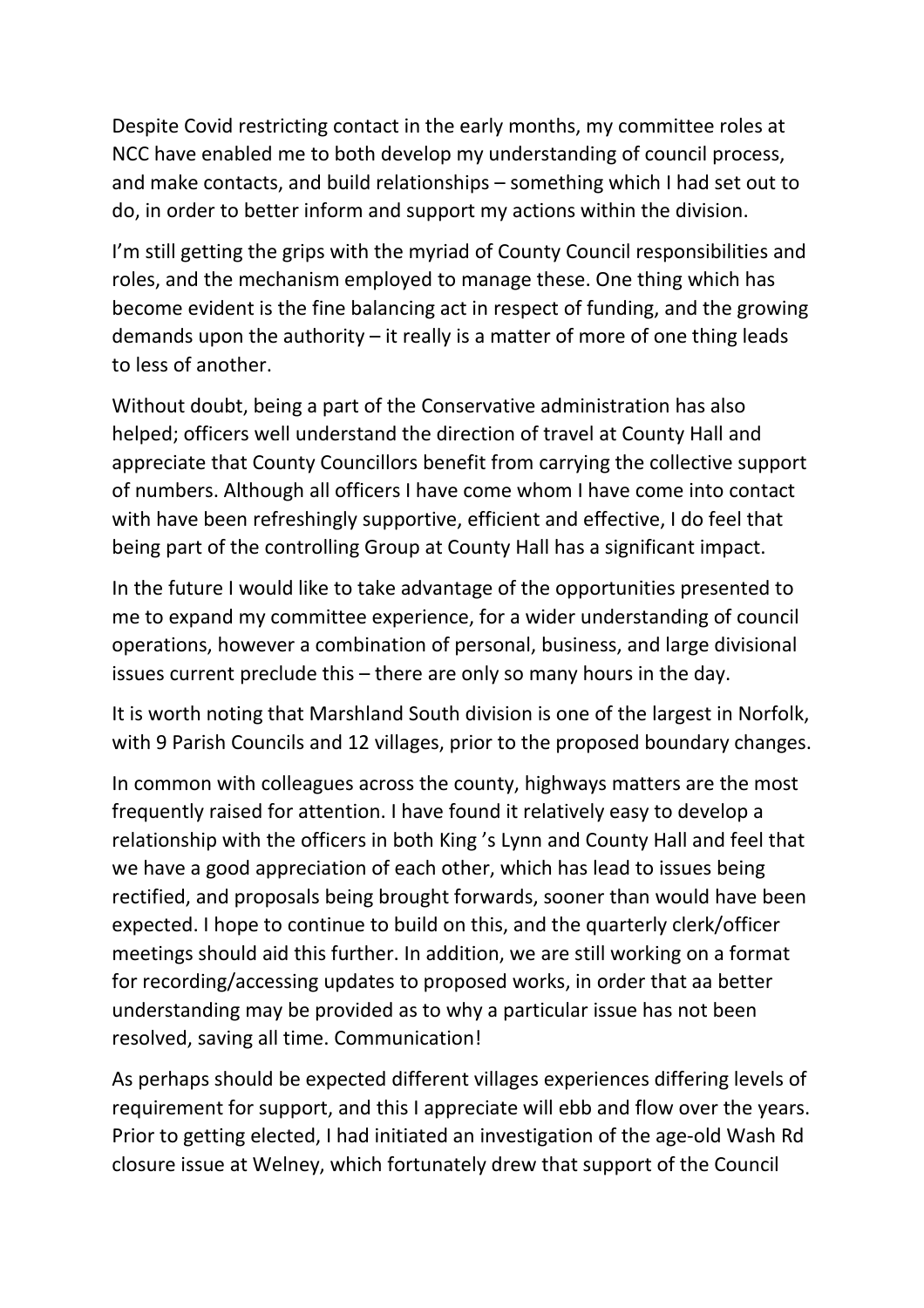Despite Covid restricting contact in the early months, my committee roles at NCC have enabled me to both develop my understanding of council process, and make contacts, and build relationships – something which I had set out to do, in order to better inform and support my actions within the division.

I'm still getting the grips with the myriad of County Council responsibilities and roles, and the mechanism employed to manage these. One thing which has become evident is the fine balancing act in respect of funding, and the growing demands upon the authority – it really is a matter of more of one thing leads to less of another.

Without doubt, being a part of the Conservative administration has also helped; officers well understand the direction of travel at County Hall and appreciate that County Councillors benefit from carrying the collective support of numbers. Although all officers I have come whom I have come into contact with have been refreshingly supportive, efficient and effective, I do feel that being part of the controlling Group at County Hall has a significant impact.

In the future I would like to take advantage of the opportunities presented to me to expand my committee experience, for a wider understanding of council operations, however a combination of personal, business, and large divisional issues current preclude this – there are only so many hours in the day.

It is worth noting that Marshland South division is one of the largest in Norfolk, with 9 Parish Councils and 12 villages, prior to the proposed boundary changes.

In common with colleagues across the county, highways matters are the most frequently raised for attention. I have found it relatively easy to develop a relationship with the officers in both King 's Lynn and County Hall and feel that we have a good appreciation of each other, which has lead to issues being rectified, and proposals being brought forwards, sooner than would have been expected. I hope to continue to build on this, and the quarterly clerk/officer meetings should aid this further. In addition, we are still working on a format for recording/accessing updates to proposed works, in order that aa better understanding may be provided as to why a particular issue has not been resolved, saving all time. Communication!

As perhaps should be expected different villages experiences differing levels of requirement for support, and this I appreciate will ebb and flow over the years. Prior to getting elected, I had initiated an investigation of the age-old Wash Rd closure issue at Welney, which fortunately drew that support of the Council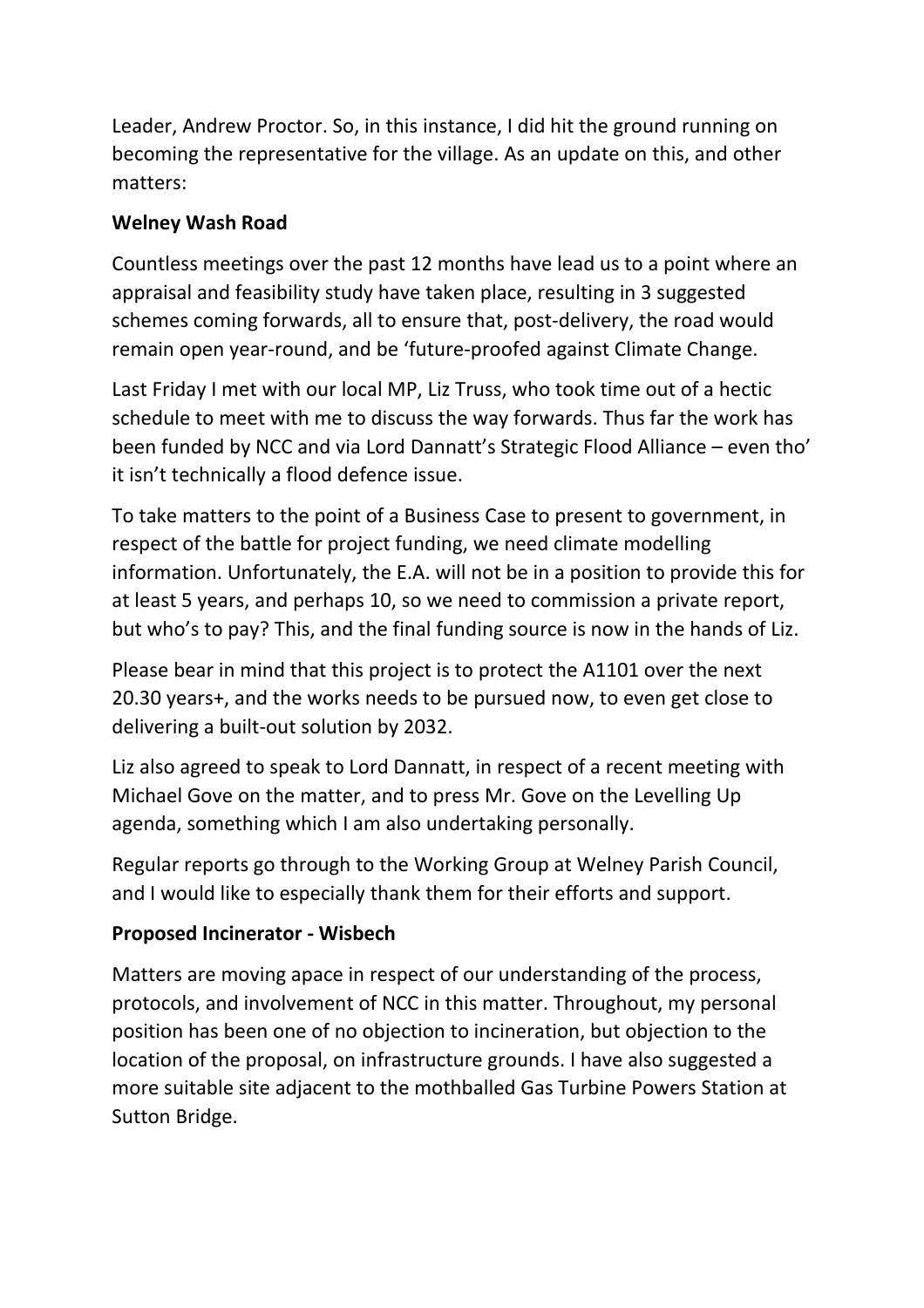Leader, Andrew Proctor. So, in this instance, I did hit the ground running on becoming the representative for the village. As an update on this, and other matters:

**Welney Wash Road**

Countless meetings over the past 12 months have lead us to a point where an appraisal and feasibility study have taken place, resulting in 3 suggested schemes coming forwards, all to ensure that, post-delivery, the road would remain open year-round, and be 'future-proofed against Climate Change.

Last Friday I met with our local MP, Liz Truss, who took time out of a hectic schedule to meet with me to discuss the way forwards. Thus far the work has been funded by NCC and via Lord Dannatt's Strategic Flood Alliance – even tho' it isn't technically a flood defence issue.

To take matters to the point of a Business Case to present to government, in respect of the battle for project funding, we need climate modelling information. Unfortunately, the E.A. will not be in a position to provide this for at least 5 years, and perhaps 10, so we need to commission a private report, but who's to pay? This, and the final funding source is now in the hands of Liz.

Please bear in mind that this project is to protect the A1101 over the next 20.30 years+, and the works needs to be pursued now, to even get close to delivering a built-out solution by 2032.

Liz also agreed to speak to Lord Dannatt, in respect of a recent meeting with Michael Gove on the matter, and to press Mr. Gove on the Levelling Up agenda, something which I am also undertaking personally.

Regular reports go through to the Working Group at Welney Parish Council, and I would like to especially thank them for their efforts and support.

**Proposed Incinerator - Wisbech**

Matters are moving apace in respect of our understanding of the process, protocols, and involvement of NCC in this matter. Throughout, my personal position has been one of no objection to incineration, but objection to the location of the proposal, on infrastructure grounds. I have also suggested a more suitable site adjacent to the mothballed Gas Turbine Powers Station at Sutton Bridge.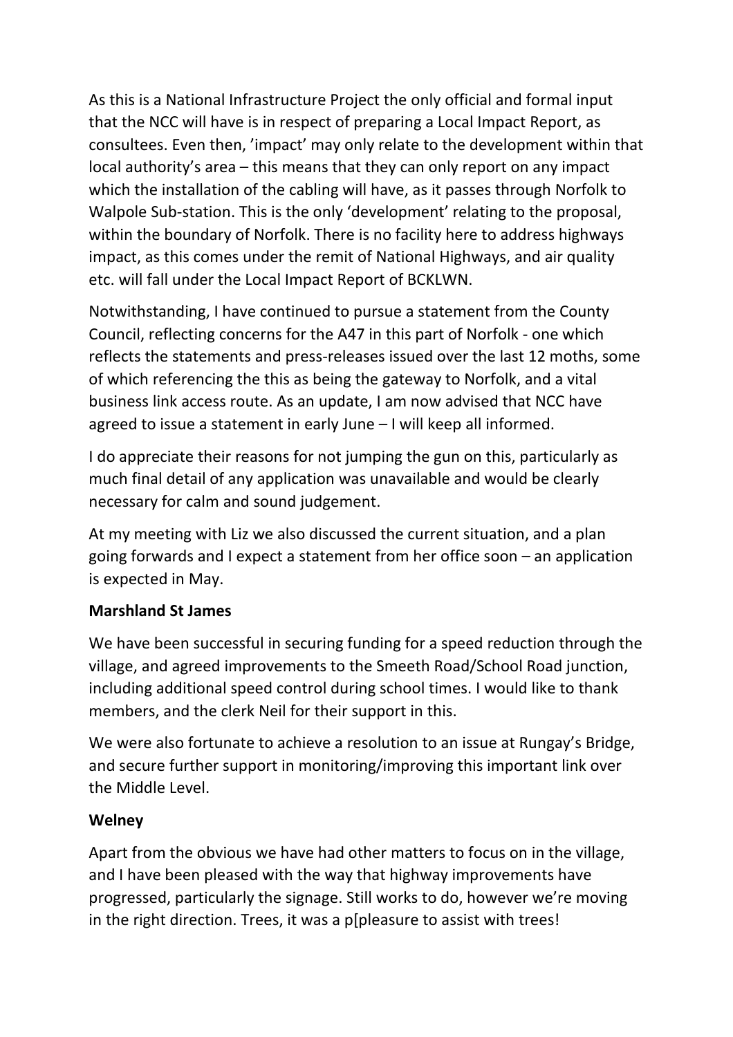As this is a National Infrastructure Project the only official and formal input that the NCC will have is in respect of preparing a Local Impact Report, as consultees. Even then, 'impact' may only relate to the development within that local authority's area – this means that they can only report on any impact which the installation of the cabling will have, as it passes through Norfolk to Walpole Sub-station. This is the only 'development' relating to the proposal, within the boundary of Norfolk. There is no facility here to address highways impact, as this comes under the remit of National Highways, and air quality etc. will fall under the Local Impact Report of BCKLWN.

Notwithstanding, I have continued to pursue a statement from the County Council, reflecting concerns for the A47 in this part of Norfolk - one which reflects the statements and press-releases issued over the last 12 moths, some of which referencing the this as being the gateway to Norfolk, and a vital business link access route. As an update, I am now advised that NCC have agreed to issue a statement in early June – I will keep all informed.

I do appreciate their reasons for not jumping the gun on this, particularly as much final detail of any application was unavailable and would be clearly necessary for calm and sound judgement.

At my meeting with Liz we also discussed the current situation, and a plan going forwards and I expect a statement from her office soon – an application is expected in May.

**Marshland St James**

We have been successful in securing funding for a speed reduction through the village, and agreed improvements to the Smeeth Road/School Road junction, including additional speed control during school times. I would like to thank members, and the clerk Neil for their support in this.

We were also fortunate to achieve a resolution to an issue at Rungay's Bridge, and secure further support in monitoring/improving this important link over the Middle Level.

**Welney**

Apart from the obvious we have had other matters to focus on in the village, and I have been pleased with the way that highway improvements have progressed, particularly the signage. Still works to do, however we're moving in the right direction. Trees, it was a p[pleasure to assist with trees!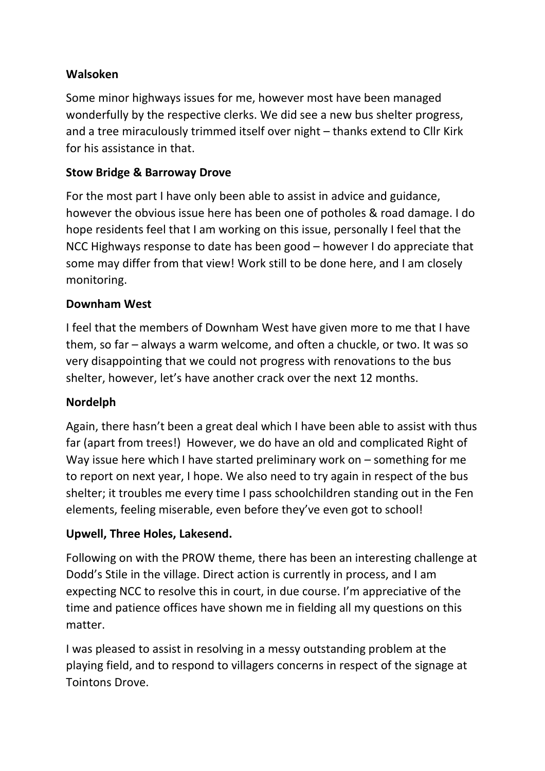**Walsoken**

Some minor highways issues for me, however most have been managed wonderfully by the respective clerks. We did see a new bus shelter progress, and a tree miraculously trimmed itself over night – thanks extend to Cllr Kirk for his assistance in that.

**Stow Bridge & Barroway Drove**

For the most part I have only been able to assist in advice and guidance, however the obvious issue here has been one of potholes & road damage. I do hope residents feel that I am working on this issue, personally I feel that the NCC Highways response to date has been good – however I do appreciate that some may differ from that view! Work still to be done here, and I am closely monitoring.

**Downham West**

I feel that the members of Downham West have given more to me that I have them, so far – always a warm welcome, and often a chuckle, or two. It was so very disappointing that we could not progress with renovations to the bus shelter, however, let's have another crack over the next 12 months.

**Nordelph**

Again, there hasn't been a great deal which I have been able to assist with thus far (apart from trees!) However, we do have an old and complicated Right of Way issue here which I have started preliminary work on – something for me to report on next year, I hope. We also need to try again in respect of the bus shelter; it troubles me every time I pass schoolchildren standing out in the Fen elements, feeling miserable, even before they've even got to school!

**Upwell, Three Holes, Lakesend.**

Following on with the PROW theme, there has been an interesting challenge at Dodd's Stile in the village. Direct action is currently in process, and I am expecting NCC to resolve this in court, in due course. I'm appreciative of the time and patience offices have shown me in fielding all my questions on this matter.

I was pleased to assist in resolving in a messy outstanding problem at the playing field, and to respond to villagers concerns in respect of the signage at Tointons Drove.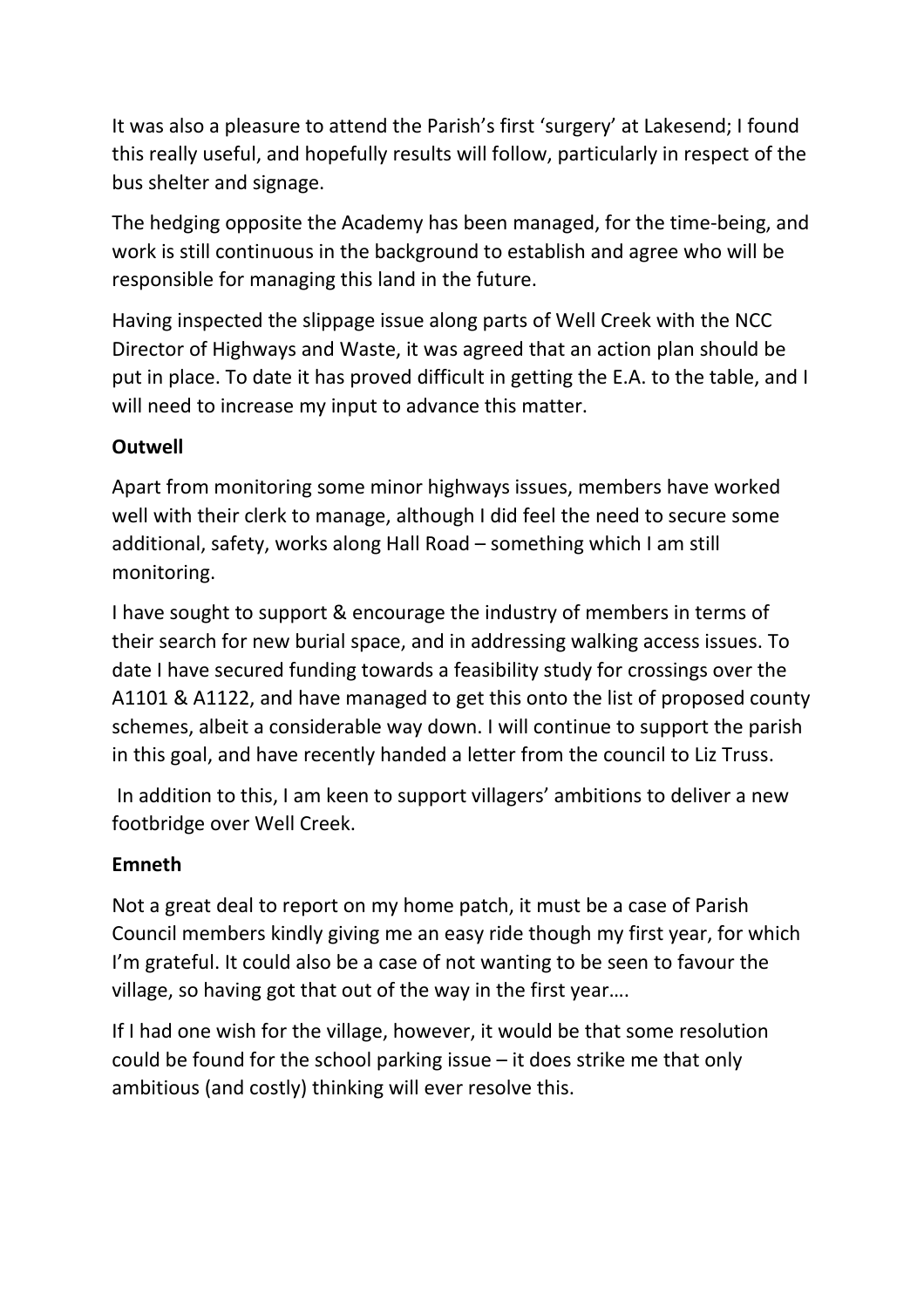It was also a pleasure to attend the Parish's first 'surgery' at Lakesend; I found this really useful, and hopefully results will follow, particularly in respect of the bus shelter and signage.

The hedging opposite the Academy has been managed, for the time-being, and work is still continuous in the background to establish and agree who will be responsible for managing this land in the future.

Having inspected the slippage issue along parts of Well Creek with the NCC Director of Highways and Waste, it was agreed that an action plan should be put in place. To date it has proved difficult in getting the E.A. to the table, and I will need to increase my input to advance this matter.

**Outwell**

Apart from monitoring some minor highways issues, members have worked well with their clerk to manage, although I did feel the need to secure some additional, safety, works along Hall Road – something which I am still monitoring.

I have sought to support & encourage the industry of members in terms of their search for new burial space, and in addressing walking access issues. To date I have secured funding towards a feasibility study for crossings over the A1101 & A1122, and have managed to get this onto the list of proposed county schemes, albeit a considerable way down. I will continue to support the parish in this goal, and have recently handed a letter from the council to Liz Truss.

In addition to this, I am keen to support villagers' ambitions to deliver a new footbridge over Well Creek.

**Emneth**

Not a great deal to report on my home patch, it must be a case of Parish Council members kindly giving me an easy ride though my first year, for which I'm grateful. It could also be a case of not wanting to be seen to favour the village, so having got that out of the way in the first year….

If I had one wish for the village, however, it would be that some resolution could be found for the school parking issue – it does strike me that only ambitious (and costly) thinking will ever resolve this.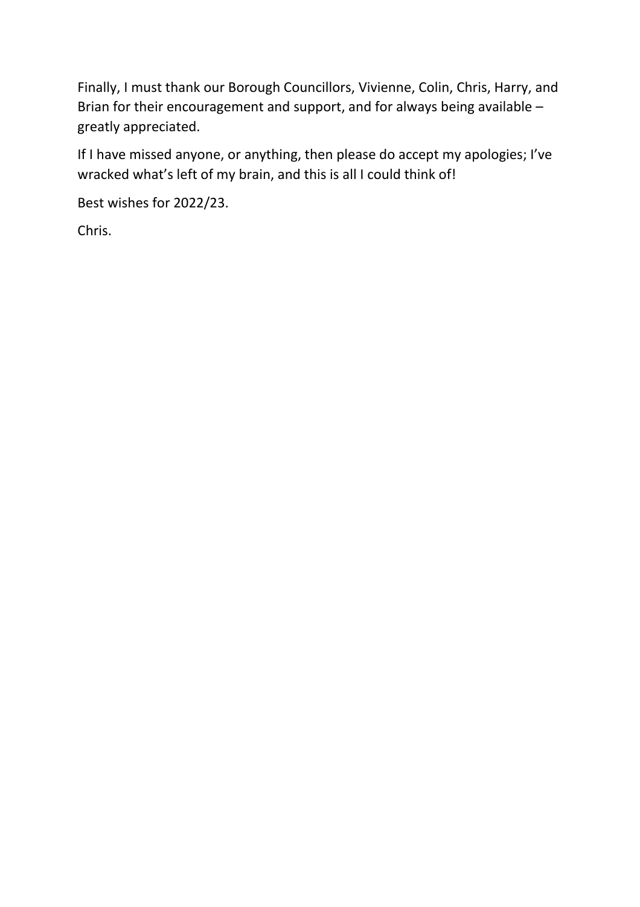Finally, I must thank our Borough Councillors, Vivienne, Colin, Chris, Harry, and Brian for their encouragement and support, and for always being available – greatly appreciated.

If I have missed anyone, or anything, then please do accept my apologies; I've wracked what's left of my brain, and this is all I could think of!

Best wishes for 2022/23.

Chris.